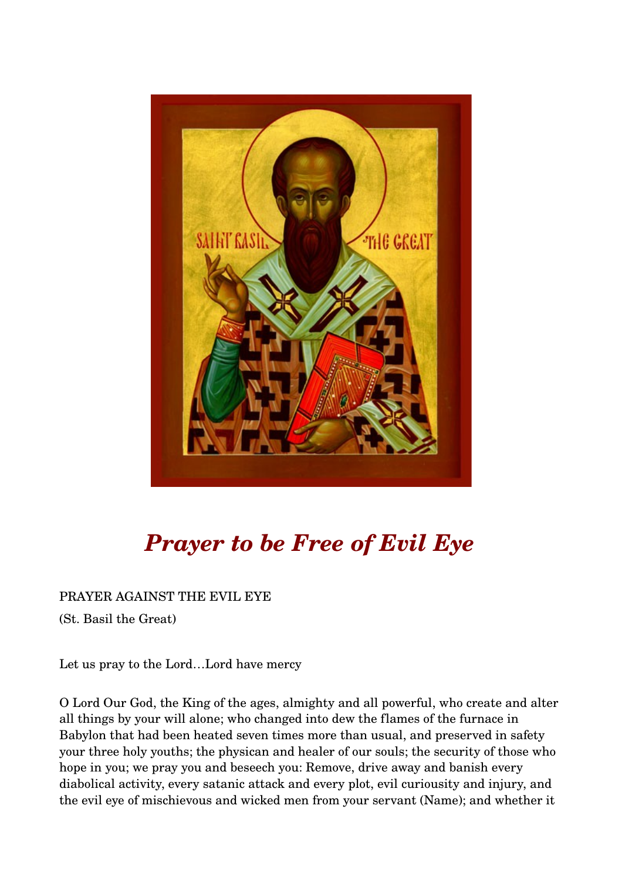# *Prayer to be Free of Evil Eye*

PRAYER AGAINST THE EVIL EYE

(St. Basil the Great)

Let us pray to the Lord…Lord have mercy

O Lord Our God, the King of the ages, almighty and all powerful, who create and alter all things by your will alone; who changed into dew the flames of the furnace in Babylon that had been heated seven times more than usual, and preserved in safety your three holy youths; the physican and healer of our souls; the security of those who hope in you; we pray you and beseech you: Remove, drive away and banish every diabolical activity, every satanic attack and every plot, evil curiousity and injury, and the evil eye of mischievous and wicked men from your servant (Name); and whether it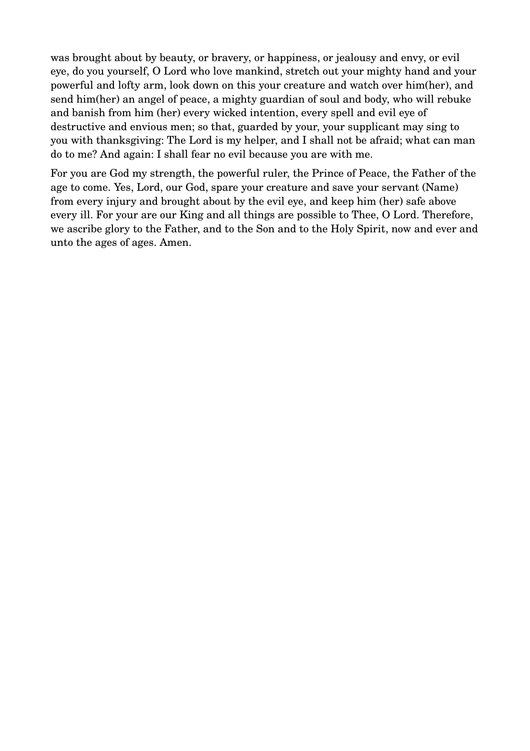was brought about by beauty, or bravery, or happiness, or jealousy and envy, or evil eye, do you yourself, O Lord who love mankind, stretch out your mighty hand and your powerful and lofty arm, look down on this your creature and watch over him(her), and send him(her) an angel of peace, a mighty guardian of soul and body, who will rebuke and banish from him (her) every wicked intention, every spell and evil eye of destructive and envious men; so that, guarded by your, your supplicant may sing to you with thanksgiving: The Lord is my helper, and I shall not be afraid; what can man do to me? And again: I shall fear no evil because you are with me.

For you are God my strength, the powerful ruler, the Prince of Peace, the Father of the age to come. Yes, Lord, our God, spare your creature and save your servant (Name) from every injury and brought about by the evil eye, and keep him (her) safe above every ill. For your are our King and all things are possible to Thee, O Lord. Therefore, we ascribe glory to the Father, and to the Son and to the Holy Spirit, now and ever and unto the ages of ages. Amen.